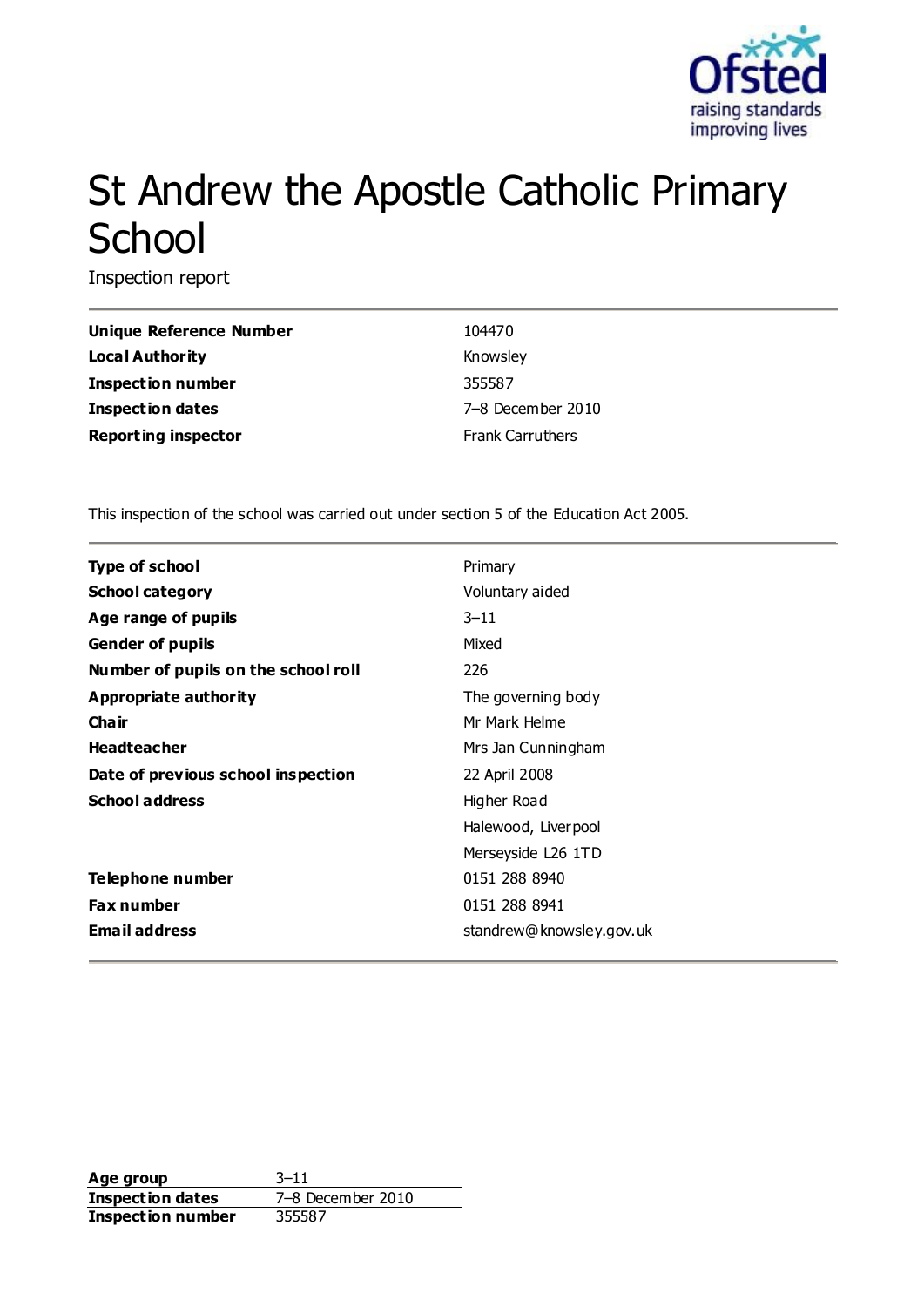# St Andrew the Apostle Catholic Primary School

Inspection report

| | |
|---|---|
| **Unique Reference Number** | 104470 |
| **Local Authority** | Knowsley |
| **Inspection number** | 355587 |
| **Inspection dates** | 7–8 December 2010 |
| **Reporting inspector** | Frank Carruthers |

This inspection of the school was carried out under section 5 of the Education Act 2005.

| | |
|---|---|
| **Type of school** | Primary |
| **School category** | Voluntary aided |
| **Age range of pupils** | 3–11 |
| **Gender of pupils** | Mixed |
| **Number of pupils on the school roll** | 226 |
| **Appropriate authority** | The governing body |
| **Chair** | Mr Mark Helme |
| **Headteacher** | Mrs Jan Cunningham |
| **Date of previous school inspection** | 22 April 2008 |
| **School address** | Higher Road<br>Halewood, Liverpool<br>Merseyside L26 1TD |
| **Telephone number** | 0151 288 8940 |
| **Fax number** | 0151 288 8941 |
| **Email address** | standrew@knowsley.gov.uk |

| | |
|---|---|
| **Age group** | 3–11 |
| **Inspection dates** | 7–8 December 2010 |
| **Inspection number** | 355587 |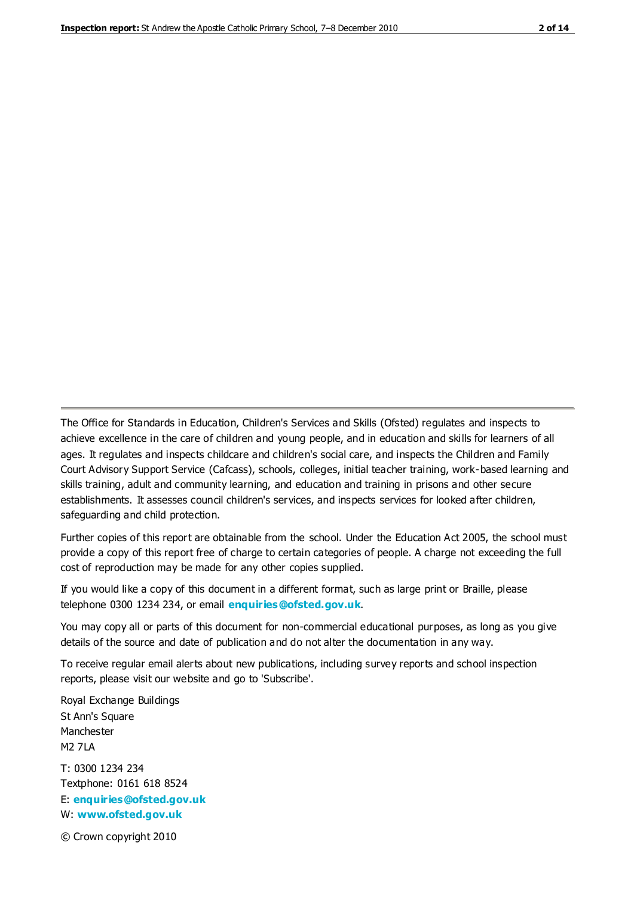The Office for Standards in Education, Children's Services and Skills (Ofsted) regulates and inspects to achieve excellence in the care of children and young people, and in education and skills for learners of all ages. It regulates and inspects childcare and children's social care, and inspects the Children and Family Court Advisory Support Service (Cafcass), schools, colleges, initial teacher training, work-based learning and skills training, adult and community learning, and education and training in prisons and other secure establishments. It assesses council children's services, and inspects services for looked after children, safeguarding and child protection.

Further copies of this report are obtainable from the school. Under the Education Act 2005, the school must provide a copy of this report free of charge to certain categories of people. A charge not exceeding the full cost of reproduction may be made for any other copies supplied.

If you would like a copy of this document in a different format, such as large print or Braille, please telephone 0300 1234 234, or email **enquiries@ofsted.gov.uk**.

You may copy all or parts of this document for non-commercial educational purposes, as long as you give details of the source and date of publication and do not alter the documentation in any way.

To receive regular email alerts about new publications, including survey reports and school inspection reports, please visit our website and go to 'Subscribe'.

Royal Exchange Buildings
St Ann's Square
Manchester
M2 7LA

T: 0300 1234 234
Textphone: 0161 618 8524
E: **enquiries@ofsted.gov.uk**
W: **www.ofsted.gov.uk**

© Crown copyright 2010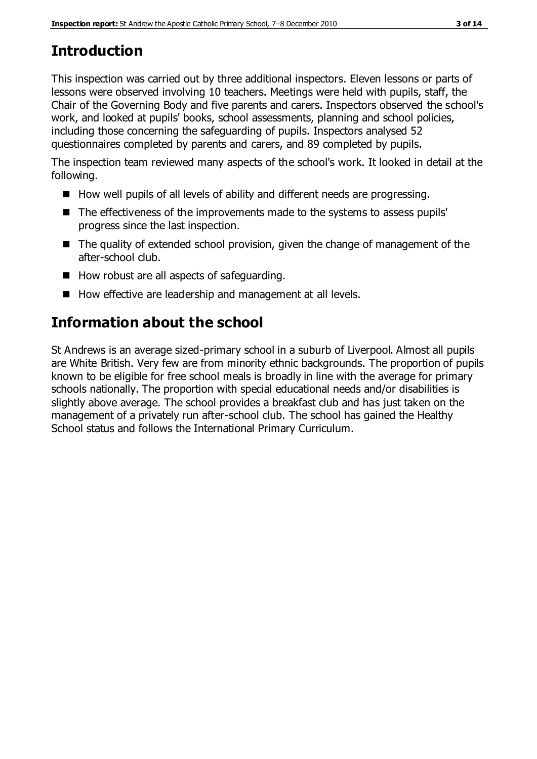## Introduction

This inspection was carried out by three additional inspectors. Eleven lessons or parts of lessons were observed involving 10 teachers. Meetings were held with pupils, staff, the Chair of the Governing Body and five parents and carers. Inspectors observed the school's work, and looked at pupils' books, school assessments, planning and school policies, including those concerning the safeguarding of pupils. Inspectors analysed 52 questionnaires completed by parents and carers, and 89 completed by pupils.

The inspection team reviewed many aspects of the school's work. It looked in detail at the following.

- How well pupils of all levels of ability and different needs are progressing.
- The effectiveness of the improvements made to the systems to assess pupils' progress since the last inspection.
- The quality of extended school provision, given the change of management of the after-school club.
- How robust are all aspects of safeguarding.
- How effective are leadership and management at all levels.

## Information about the school

St Andrews is an average sized-primary school in a suburb of Liverpool. Almost all pupils are White British. Very few are from minority ethnic backgrounds. The proportion of pupils known to be eligible for free school meals is broadly in line with the average for primary schools nationally. The proportion with special educational needs and/or disabilities is slightly above average. The school provides a breakfast club and has just taken on the management of a privately run after-school club. The school has gained the Healthy School status and follows the International Primary Curriculum.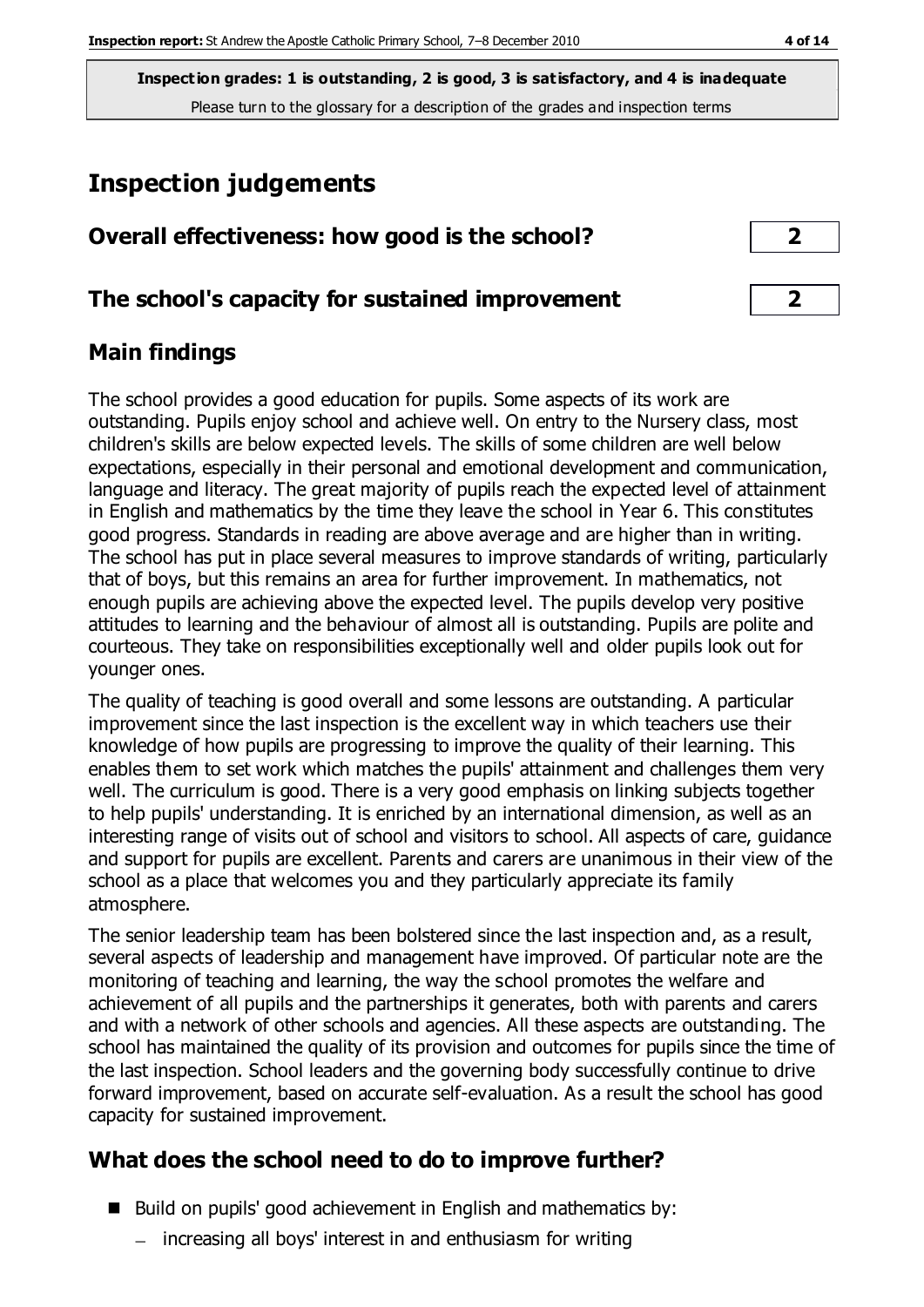**Inspection grades: 1 is outstanding, 2 is good, 3 is satisfactory, and 4 is inadequate**
Please turn to the glossary for a description of the grades and inspection terms

# Inspection judgements

## Overall effectiveness: how good is the school? **2**

## The school's capacity for sustained improvement **2**

## Main findings

The school provides a good education for pupils. Some aspects of its work are outstanding. Pupils enjoy school and achieve well. On entry to the Nursery class, most children's skills are below expected levels. The skills of some children are well below expectations, especially in their personal and emotional development and communication, language and literacy. The great majority of pupils reach the expected level of attainment in English and mathematics by the time they leave the school in Year 6. This constitutes good progress. Standards in reading are above average and are higher than in writing. The school has put in place several measures to improve standards of writing, particularly that of boys, but this remains an area for further improvement. In mathematics, not enough pupils are achieving above the expected level. The pupils develop very positive attitudes to learning and the behaviour of almost all is outstanding. Pupils are polite and courteous. They take on responsibilities exceptionally well and older pupils look out for younger ones.

The quality of teaching is good overall and some lessons are outstanding. A particular improvement since the last inspection is the excellent way in which teachers use their knowledge of how pupils are progressing to improve the quality of their learning. This enables them to set work which matches the pupils' attainment and challenges them very well. The curriculum is good. There is a very good emphasis on linking subjects together to help pupils' understanding. It is enriched by an international dimension, as well as an interesting range of visits out of school and visitors to school. All aspects of care, guidance and support for pupils are excellent. Parents and carers are unanimous in their view of the school as a place that welcomes you and they particularly appreciate its family atmosphere.

The senior leadership team has been bolstered since the last inspection and, as a result, several aspects of leadership and management have improved. Of particular note are the monitoring of teaching and learning, the way the school promotes the welfare and achievement of all pupils and the partnerships it generates, both with parents and carers and with a network of other schools and agencies. All these aspects are outstanding. The school has maintained the quality of its provision and outcomes for pupils since the time of the last inspection. School leaders and the governing body successfully continue to drive forward improvement, based on accurate self-evaluation. As a result the school has good capacity for sustained improvement.

## What does the school need to do to improve further?

- Build on pupils' good achievement in English and mathematics by:
  - increasing all boys' interest in and enthusiasm for writing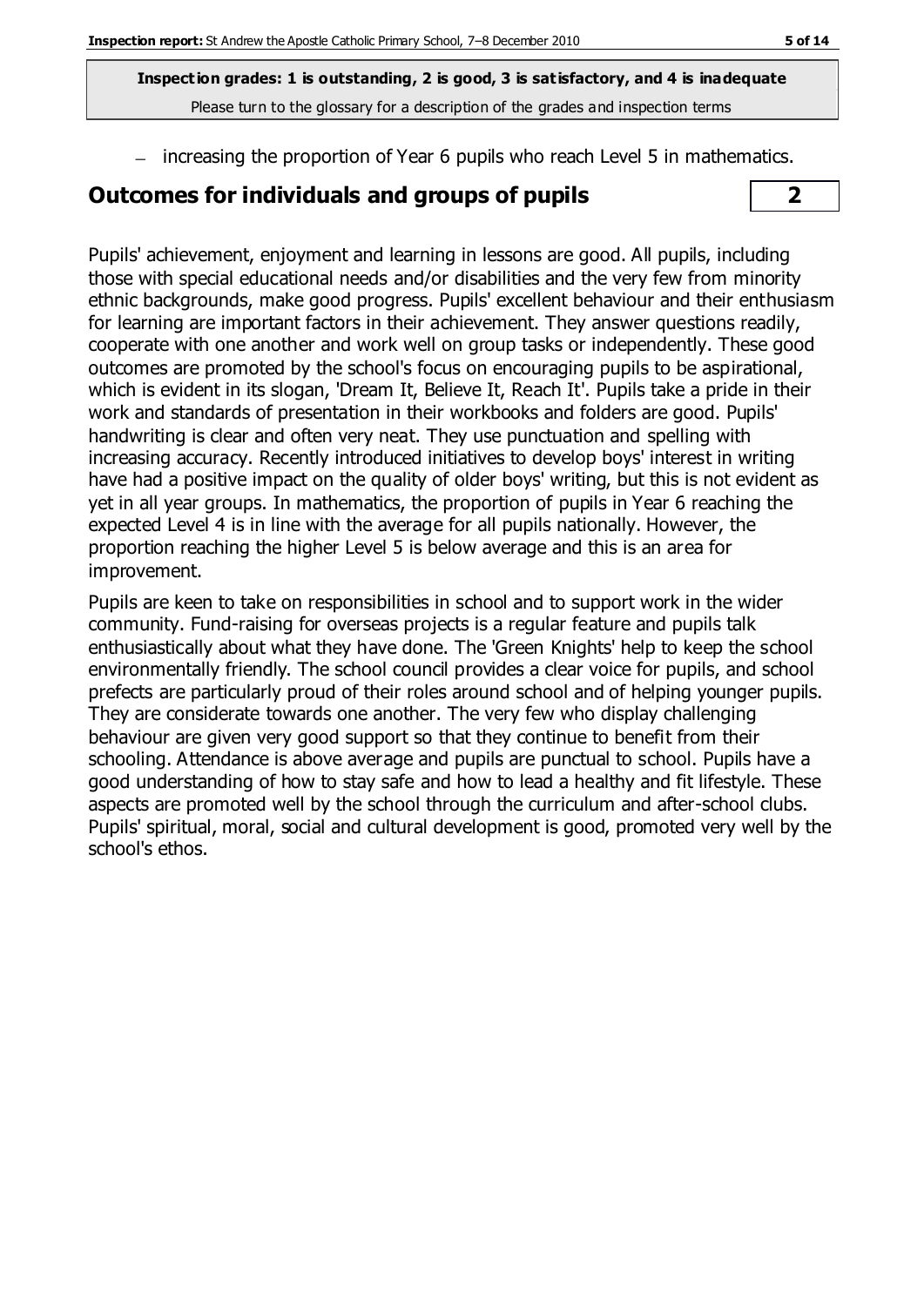– increasing the proportion of Year 6 pupils who reach Level 5 in mathematics.

## Outcomes for individuals and groups of pupils **2**

Pupils' achievement, enjoyment and learning in lessons are good. All pupils, including those with special educational needs and/or disabilities and the very few from minority ethnic backgrounds, make good progress. Pupils' excellent behaviour and their enthusiasm for learning are important factors in their achievement. They answer questions readily, cooperate with one another and work well on group tasks or independently. These good outcomes are promoted by the school's focus on encouraging pupils to be aspirational, which is evident in its slogan, 'Dream It, Believe It, Reach It'. Pupils take a pride in their work and standards of presentation in their workbooks and folders are good. Pupils' handwriting is clear and often very neat. They use punctuation and spelling with increasing accuracy. Recently introduced initiatives to develop boys' interest in writing have had a positive impact on the quality of older boys' writing, but this is not evident as yet in all year groups. In mathematics, the proportion of pupils in Year 6 reaching the expected Level 4 is in line with the average for all pupils nationally. However, the proportion reaching the higher Level 5 is below average and this is an area for improvement.

Pupils are keen to take on responsibilities in school and to support work in the wider community. Fund-raising for overseas projects is a regular feature and pupils talk enthusiastically about what they have done. The 'Green Knights' help to keep the school environmentally friendly. The school council provides a clear voice for pupils, and school prefects are particularly proud of their roles around school and of helping younger pupils. They are considerate towards one another. The very few who display challenging behaviour are given very good support so that they continue to benefit from their schooling. Attendance is above average and pupils are punctual to school. Pupils have a good understanding of how to stay safe and how to lead a healthy and fit lifestyle. These aspects are promoted well by the school through the curriculum and after-school clubs. Pupils' spiritual, moral, social and cultural development is good, promoted very well by the school's ethos.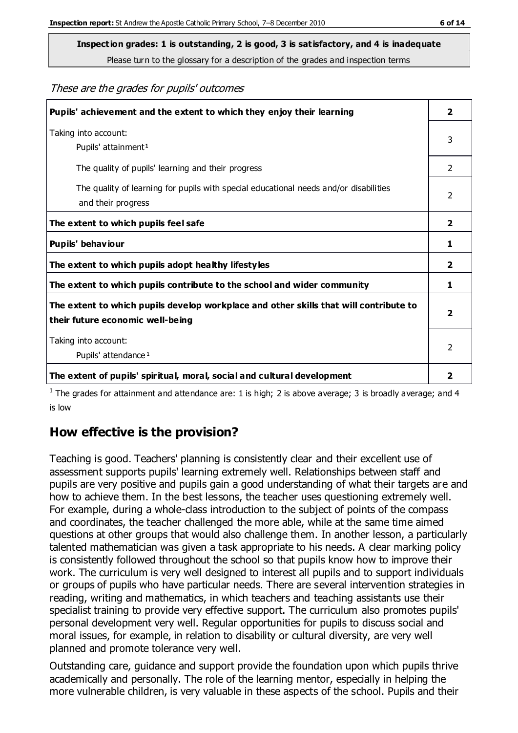**Inspection grades: 1 is outstanding, 2 is good, 3 is satisfactory, and 4 is inadequate**
Please turn to the glossary for a description of the grades and inspection terms

*These are the grades for pupils' outcomes*

| | |
|---|---|
| **Pupils' achievement and the extent to which they enjoy their learning** | **2** |
| Taking into account: Pupils' attainment[1] | 3 |
| The quality of pupils' learning and their progress | 2 |
| The quality of learning for pupils with special educational needs and/or disabilities and their progress | 2 |
| **The extent to which pupils feel safe** | **2** |
| **Pupils' behaviour** | **1** |
| **The extent to which pupils adopt healthy lifestyles** | **2** |
| **The extent to which pupils contribute to the school and wider community** | **1** |
| **The extent to which pupils develop workplace and other skills that will contribute to their future economic well-being** | **2** |
| Taking into account: Pupils' attendance[1] | 2 |
| **The extent of pupils' spiritual, moral, social and cultural development** | **2** |

[1] The grades for attainment and attendance are: 1 is high; 2 is above average; 3 is broadly average; and 4 is low

## How effective is the provision?

Teaching is good. Teachers' planning is consistently clear and their excellent use of assessment supports pupils' learning extremely well. Relationships between staff and pupils are very positive and pupils gain a good understanding of what their targets are and how to achieve them. In the best lessons, the teacher uses questioning extremely well. For example, during a whole-class introduction to the subject of points of the compass and coordinates, the teacher challenged the more able, while at the same time aimed questions at other groups that would also challenge them. In another lesson, a particularly talented mathematician was given a task appropriate to his needs. A clear marking policy is consistently followed throughout the school so that pupils know how to improve their work. The curriculum is very well designed to interest all pupils and to support individuals or groups of pupils who have particular needs. There are several intervention strategies in reading, writing and mathematics, in which teachers and teaching assistants use their specialist training to provide very effective support. The curriculum also promotes pupils' personal development very well. Regular opportunities for pupils to discuss social and moral issues, for example, in relation to disability or cultural diversity, are very well planned and promote tolerance very well.

Outstanding care, guidance and support provide the foundation upon which pupils thrive academically and personally. The role of the learning mentor, especially in helping the more vulnerable children, is very valuable in these aspects of the school. Pupils and their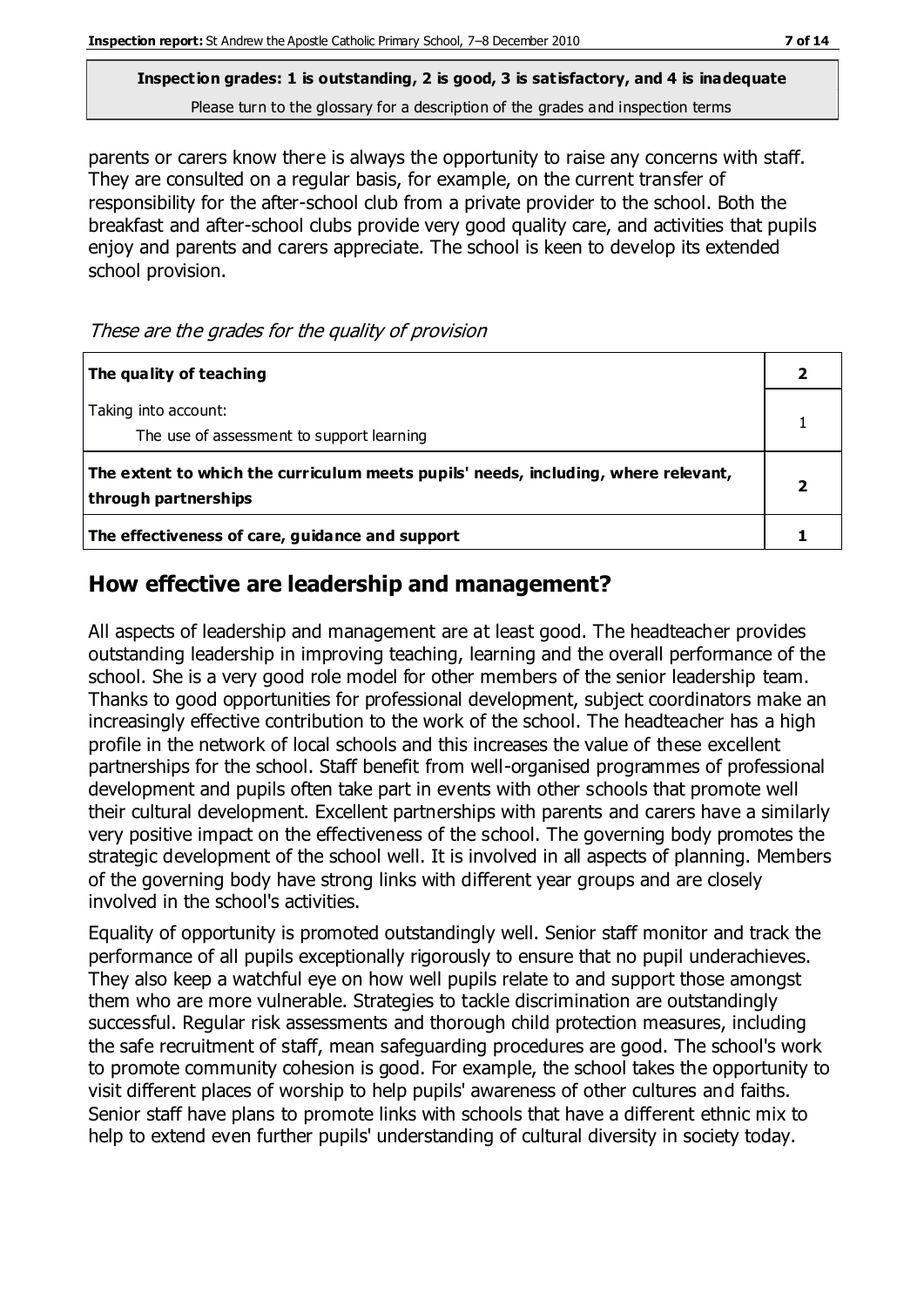**Inspection grades: 1 is outstanding, 2 is good, 3 is satisfactory, and 4 is inadequate**
Please turn to the glossary for a description of the grades and inspection terms

parents or carers know there is always the opportunity to raise any concerns with staff. They are consulted on a regular basis, for example, on the current transfer of responsibility for the after-school club from a private provider to the school. Both the breakfast and after-school clubs provide very good quality care, and activities that pupils enjoy and parents and carers appreciate. The school is keen to develop its extended school provision.

*These are the grades for the quality of provision*

| | |
|---|---|
| **The quality of teaching** | **2** |
| Taking into account:<br>The use of assessment to support learning | 1 |
| **The extent to which the curriculum meets pupils' needs, including, where relevant, through partnerships** | **2** |
| **The effectiveness of care, guidance and support** | **1** |

## How effective are leadership and management?

All aspects of leadership and management are at least good. The headteacher provides outstanding leadership in improving teaching, learning and the overall performance of the school. She is a very good role model for other members of the senior leadership team. Thanks to good opportunities for professional development, subject coordinators make an increasingly effective contribution to the work of the school. The headteacher has a high profile in the network of local schools and this increases the value of these excellent partnerships for the school. Staff benefit from well-organised programmes of professional development and pupils often take part in events with other schools that promote well their cultural development. Excellent partnerships with parents and carers have a similarly very positive impact on the effectiveness of the school. The governing body promotes the strategic development of the school well. It is involved in all aspects of planning. Members of the governing body have strong links with different year groups and are closely involved in the school's activities.

Equality of opportunity is promoted outstandingly well. Senior staff monitor and track the performance of all pupils exceptionally rigorously to ensure that no pupil underachieves. They also keep a watchful eye on how well pupils relate to and support those amongst them who are more vulnerable. Strategies to tackle discrimination are outstandingly successful. Regular risk assessments and thorough child protection measures, including the safe recruitment of staff, mean safeguarding procedures are good. The school's work to promote community cohesion is good. For example, the school takes the opportunity to visit different places of worship to help pupils' awareness of other cultures and faiths. Senior staff have plans to promote links with schools that have a different ethnic mix to help to extend even further pupils' understanding of cultural diversity in society today.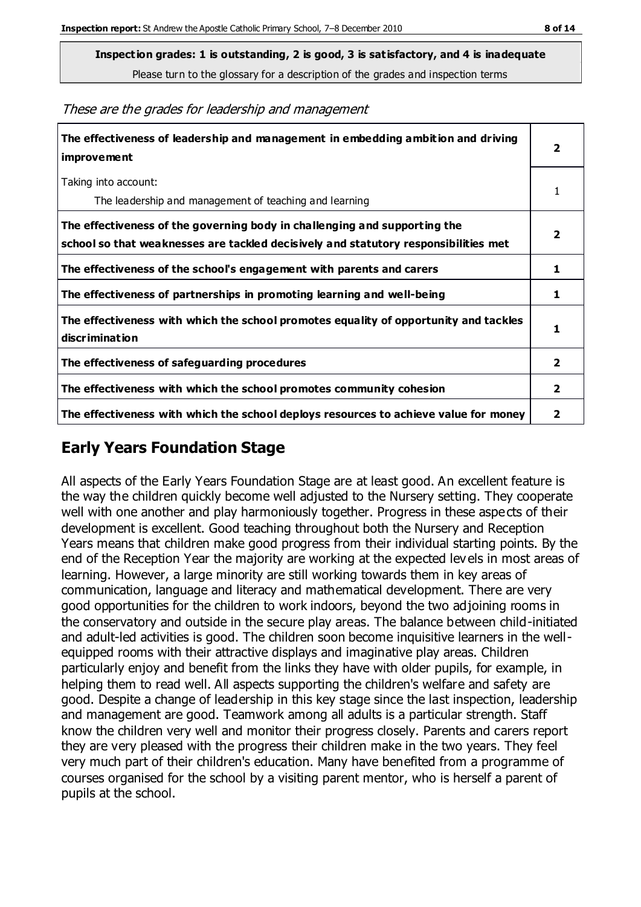**Inspection grades: 1 is outstanding, 2 is good, 3 is satisfactory, and 4 is inadequate**
Please turn to the glossary for a description of the grades and inspection terms

*These are the grades for leadership and management*

| | |
|---|---|
| **The effectiveness of leadership and management in embedding ambition and driving improvement** | **2** |
| Taking into account: The leadership and management of teaching and learning | 1 |
| **The effectiveness of the governing body in challenging and supporting the school so that weaknesses are tackled decisively and statutory responsibilities met** | **2** |
| **The effectiveness of the school's engagement with parents and carers** | **1** |
| **The effectiveness of partnerships in promoting learning and well-being** | **1** |
| **The effectiveness with which the school promotes equality of opportunity and tackles discrimination** | **1** |
| **The effectiveness of safeguarding procedures** | **2** |
| **The effectiveness with which the school promotes community cohesion** | **2** |
| **The effectiveness with which the school deploys resources to achieve value for money** | **2** |

## Early Years Foundation Stage

All aspects of the Early Years Foundation Stage are at least good. An excellent feature is the way the children quickly become well adjusted to the Nursery setting. They cooperate well with one another and play harmoniously together. Progress in these aspects of their development is excellent. Good teaching throughout both the Nursery and Reception Years means that children make good progress from their individual starting points. By the end of the Reception Year the majority are working at the expected levels in most areas of learning. However, a large minority are still working towards them in key areas of communication, language and literacy and mathematical development. There are very good opportunities for the children to work indoors, beyond the two adjoining rooms in the conservatory and outside in the secure play areas. The balance between child-initiated and adult-led activities is good. The children soon become inquisitive learners in the well-equipped rooms with their attractive displays and imaginative play areas. Children particularly enjoy and benefit from the links they have with older pupils, for example, in helping them to read well. All aspects supporting the children's welfare and safety are good. Despite a change of leadership in this key stage since the last inspection, leadership and management are good. Teamwork among all adults is a particular strength. Staff know the children very well and monitor their progress closely. Parents and carers report they are very pleased with the progress their children make in the two years. They feel very much part of their children's education. Many have benefited from a programme of courses organised for the school by a visiting parent mentor, who is herself a parent of pupils at the school.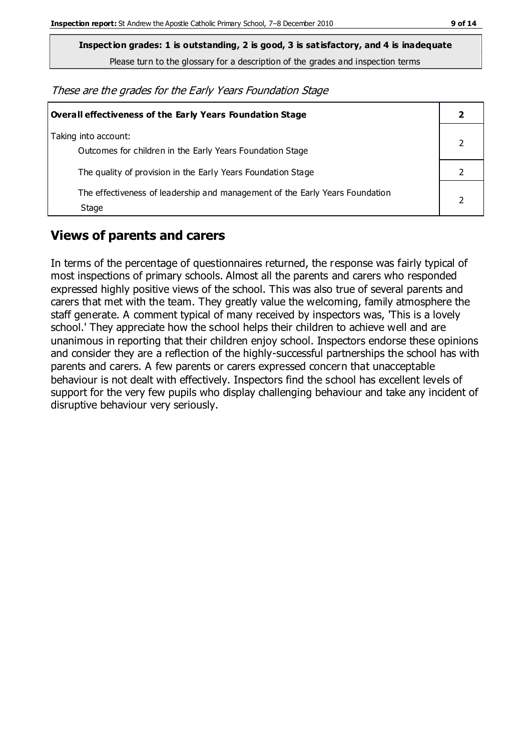**Inspection grades: 1 is outstanding, 2 is good, 3 is satisfactory, and 4 is inadequate**

Please turn to the glossary for a description of the grades and inspection terms

*These are the grades for the Early Years Foundation Stage*

| **Overall effectiveness of the Early Years Foundation Stage** | **2** |
|---|---|
| Taking into account:<br>Outcomes for children in the Early Years Foundation Stage | 2 |
| The quality of provision in the Early Years Foundation Stage | 2 |
| The effectiveness of leadership and management of the Early Years Foundation Stage | 2 |

## Views of parents and carers

In terms of the percentage of questionnaires returned, the response was fairly typical of most inspections of primary schools. Almost all the parents and carers who responded expressed highly positive views of the school. This was also true of several parents and carers that met with the team. They greatly value the welcoming, family atmosphere the staff generate. A comment typical of many received by inspectors was, 'This is a lovely school.' They appreciate how the school helps their children to achieve well and are unanimous in reporting that their children enjoy school. Inspectors endorse these opinions and consider they are a reflection of the highly-successful partnerships the school has with parents and carers. A few parents or carers expressed concern that unacceptable behaviour is not dealt with effectively. Inspectors find the school has excellent levels of support for the very few pupils who display challenging behaviour and take any incident of disruptive behaviour very seriously.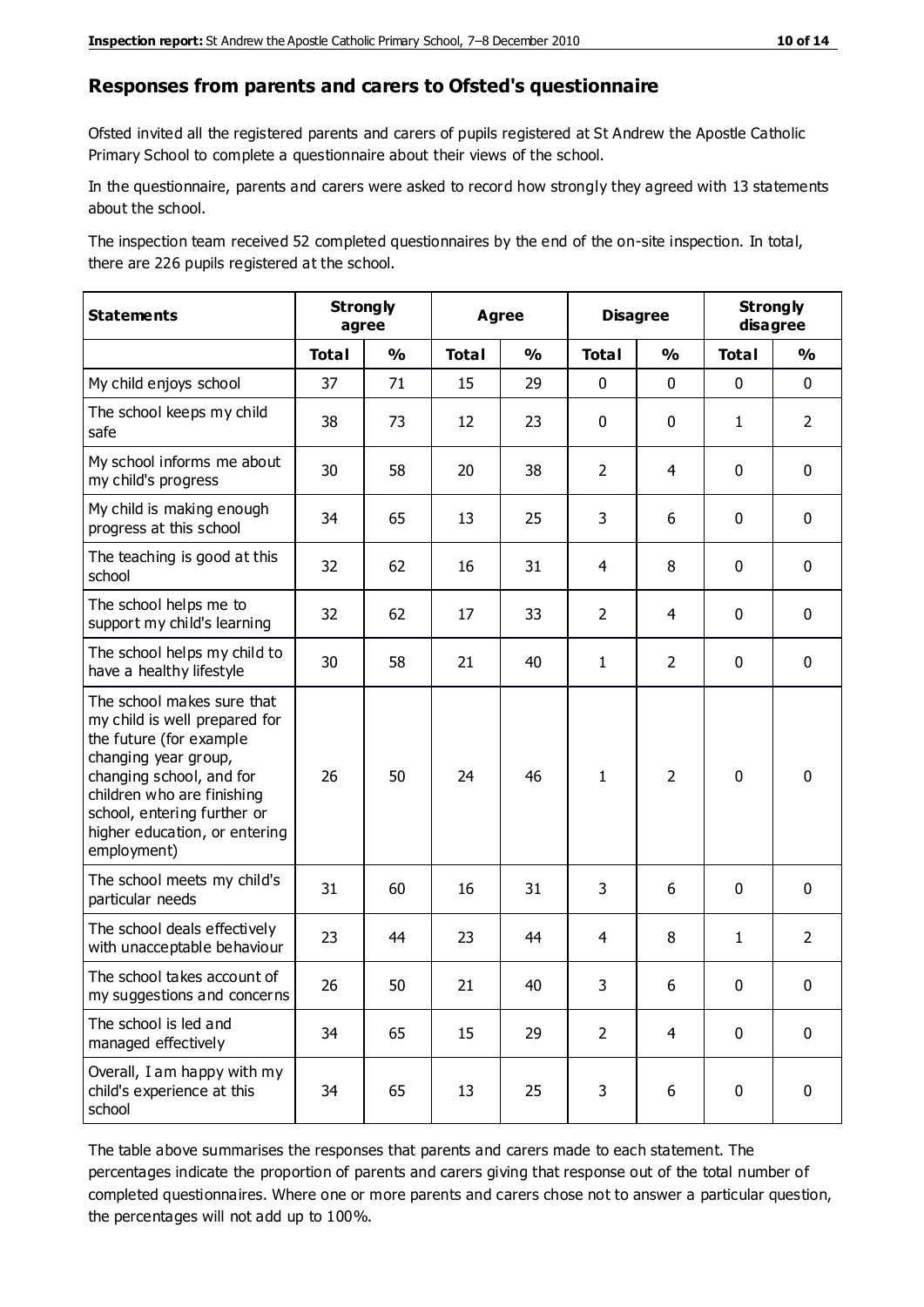## Responses from parents and carers to Ofsted's questionnaire

Ofsted invited all the registered parents and carers of pupils registered at St Andrew the Apostle Catholic Primary School to complete a questionnaire about their views of the school.

In the questionnaire, parents and carers were asked to record how strongly they agreed with 13 statements about the school.

The inspection team received 52 completed questionnaires by the end of the on-site inspection. In total, there are 226 pupils registered at the school.

| Statements | Strongly agree | | Agree | | Disagree | | Strongly disagree | |
|---|---|---|---|---|---|---|---|---|
| | Total | % | Total | % | Total | % | Total | % |
| My child enjoys school | 37 | 71 | 15 | 29 | 0 | 0 | 0 | 0 |
| The school keeps my child safe | 38 | 73 | 12 | 23 | 0 | 0 | 1 | 2 |
| My school informs me about my child's progress | 30 | 58 | 20 | 38 | 2 | 4 | 0 | 0 |
| My child is making enough progress at this school | 34 | 65 | 13 | 25 | 3 | 6 | 0 | 0 |
| The teaching is good at this school | 32 | 62 | 16 | 31 | 4 | 8 | 0 | 0 |
| The school helps me to support my child's learning | 32 | 62 | 17 | 33 | 2 | 4 | 0 | 0 |
| The school helps my child to have a healthy lifestyle | 30 | 58 | 21 | 40 | 1 | 2 | 0 | 0 |
| The school makes sure that my child is well prepared for the future (for example changing year group, changing school, and for children who are finishing school, entering further or higher education, or entering employment) | 26 | 50 | 24 | 46 | 1 | 2 | 0 | 0 |
| The school meets my child's particular needs | 31 | 60 | 16 | 31 | 3 | 6 | 0 | 0 |
| The school deals effectively with unacceptable behaviour | 23 | 44 | 23 | 44 | 4 | 8 | 1 | 2 |
| The school takes account of my suggestions and concerns | 26 | 50 | 21 | 40 | 3 | 6 | 0 | 0 |
| The school is led and managed effectively | 34 | 65 | 15 | 29 | 2 | 4 | 0 | 0 |
| Overall, I am happy with my child's experience at this school | 34 | 65 | 13 | 25 | 3 | 6 | 0 | 0 |

The table above summarises the responses that parents and carers made to each statement. The percentages indicate the proportion of parents and carers giving that response out of the total number of completed questionnaires. Where one or more parents and carers chose not to answer a particular question, the percentages will not add up to 100%.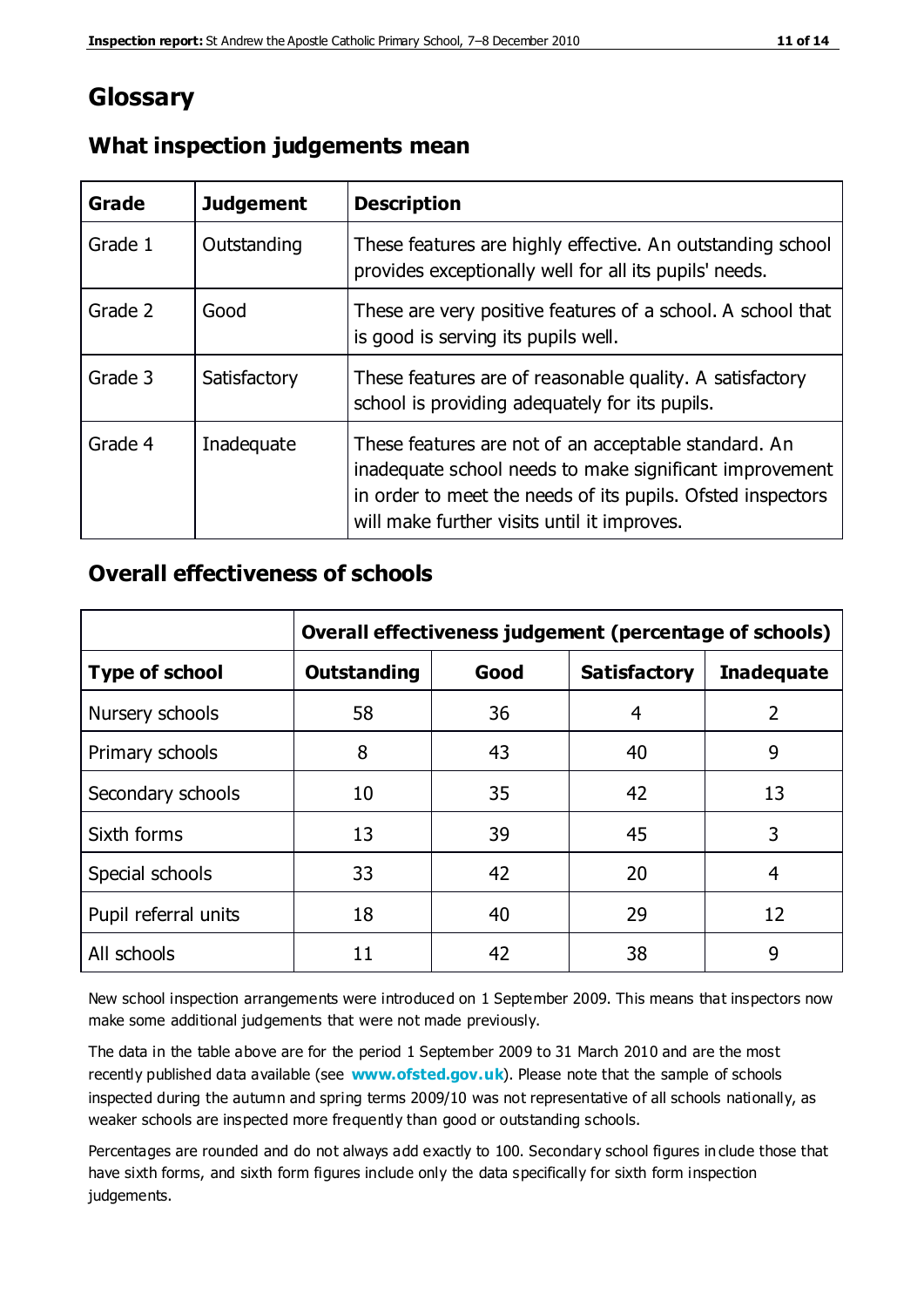# Glossary

## What inspection judgements mean

| Grade | Judgement | Description |
|---|---|---|
| Grade 1 | Outstanding | These features are highly effective. An outstanding school provides exceptionally well for all its pupils' needs. |
| Grade 2 | Good | These are very positive features of a school. A school that is good is serving its pupils well. |
| Grade 3 | Satisfactory | These features are of reasonable quality. A satisfactory school is providing adequately for its pupils. |
| Grade 4 | Inadequate | These features are not of an acceptable standard. An inadequate school needs to make significant improvement in order to meet the needs of its pupils. Ofsted inspectors will make further visits until it improves. |

## Overall effectiveness of schools

| | Overall effectiveness judgement (percentage of schools) | | | |
|---|---|---|---|---|
| **Type of school** | **Outstanding** | **Good** | **Satisfactory** | **Inadequate** |
| Nursery schools | 58 | 36 | 4 | 2 |
| Primary schools | 8 | 43 | 40 | 9 |
| Secondary schools | 10 | 35 | 42 | 13 |
| Sixth forms | 13 | 39 | 45 | 3 |
| Special schools | 33 | 42 | 20 | 4 |
| Pupil referral units | 18 | 40 | 29 | 12 |
| All schools | 11 | 42 | 38 | 9 |

New school inspection arrangements were introduced on 1 September 2009. This means that inspectors now make some additional judgements that were not made previously.

The data in the table above are for the period 1 September 2009 to 31 March 2010 and are the most recently published data available (see **www.ofsted.gov.uk**). Please note that the sample of schools inspected during the autumn and spring terms 2009/10 was not representative of all schools nationally, as weaker schools are inspected more frequently than good or outstanding schools.

Percentages are rounded and do not always add exactly to 100. Secondary school figures include those that have sixth forms, and sixth form figures include only the data specifically for sixth form inspection judgements.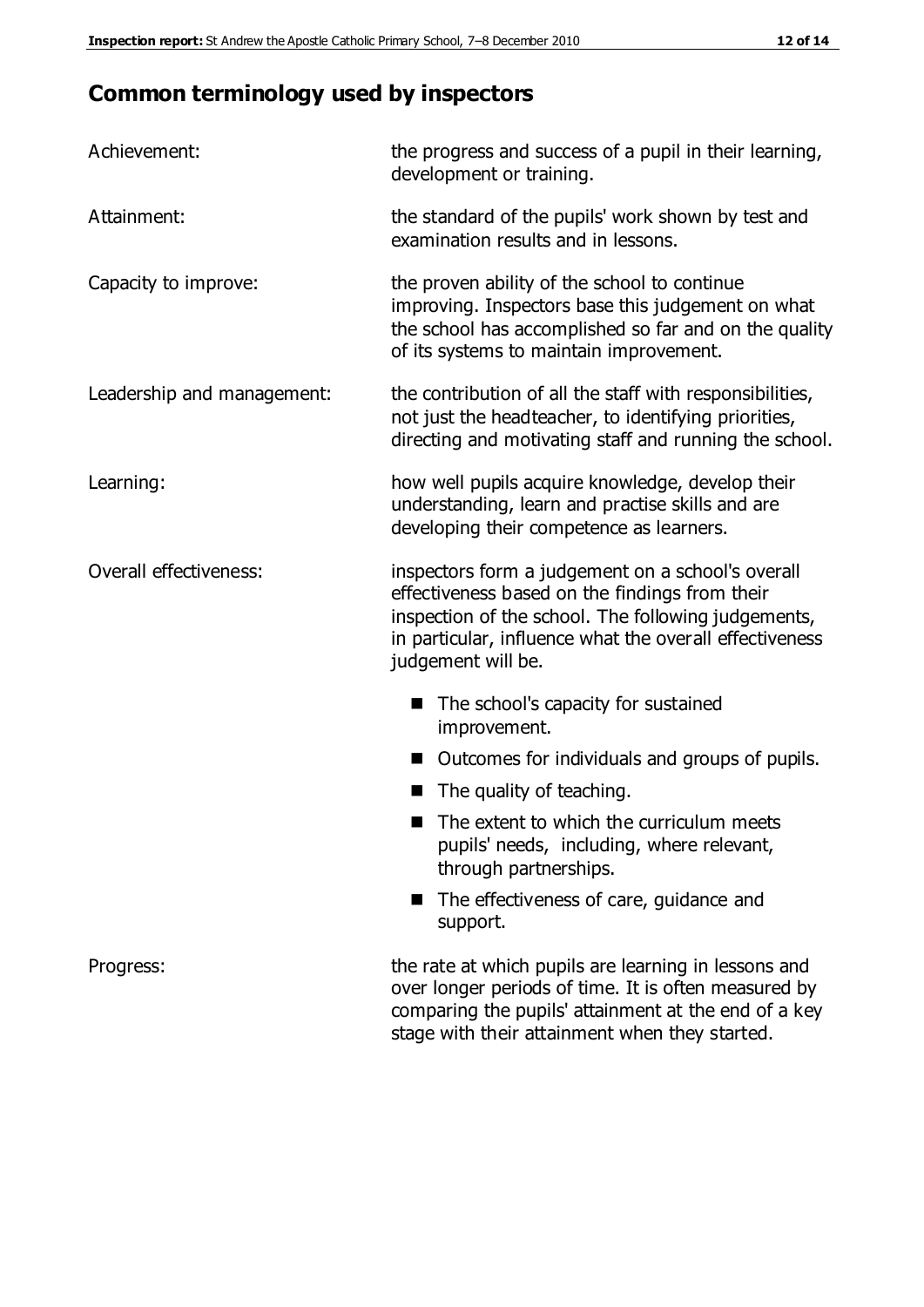## Common terminology used by inspectors

**Achievement:** the progress and success of a pupil in their learning, development or training.

**Attainment:** the standard of the pupils' work shown by test and examination results and in lessons.

**Capacity to improve:** the proven ability of the school to continue improving. Inspectors base this judgement on what the school has accomplished so far and on the quality of its systems to maintain improvement.

**Leadership and management:** the contribution of all the staff with responsibilities, not just the headteacher, to identifying priorities, directing and motivating staff and running the school.

**Learning:** how well pupils acquire knowledge, develop their understanding, learn and practise skills and are developing their competence as learners.

**Overall effectiveness:** inspectors form a judgement on a school's overall effectiveness based on the findings from their inspection of the school. The following judgements, in particular, influence what the overall effectiveness judgement will be.

- The school's capacity for sustained improvement.
- Outcomes for individuals and groups of pupils.
- The quality of teaching.
- The extent to which the curriculum meets pupils' needs, including, where relevant, through partnerships.
- The effectiveness of care, guidance and support.

**Progress:** the rate at which pupils are learning in lessons and over longer periods of time. It is often measured by comparing the pupils' attainment at the end of a key stage with their attainment when they started.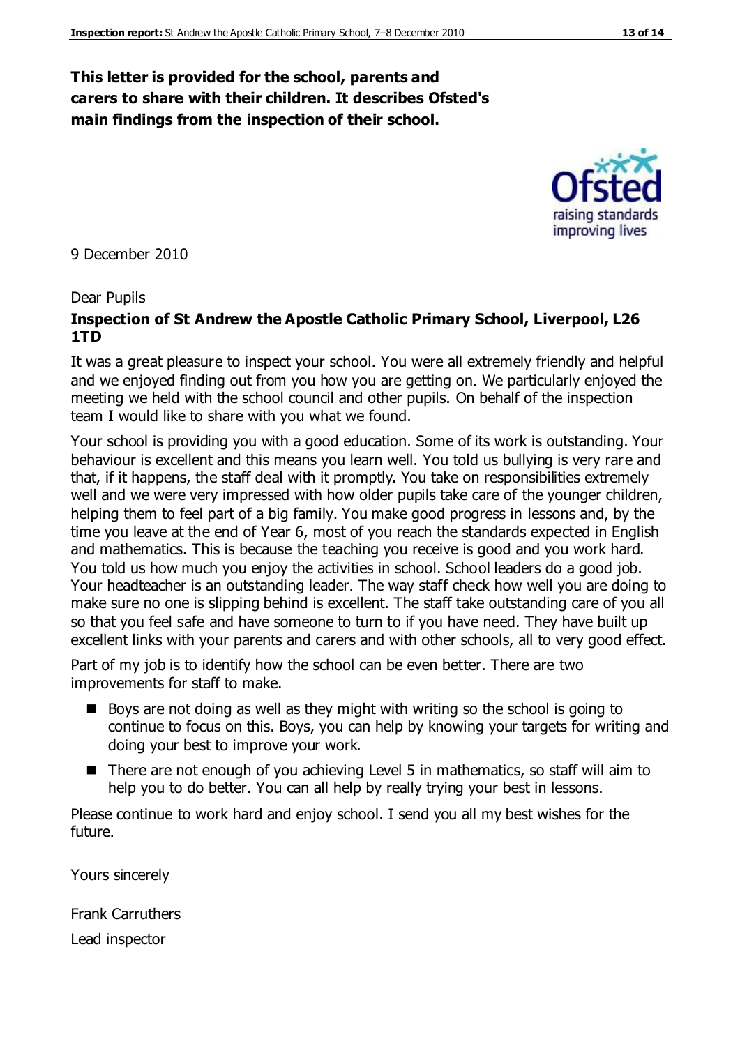**This letter is provided for the school, parents and carers to share with their children. It describes Ofsted's main findings from the inspection of their school.**

9 December 2010

Dear Pupils

**Inspection of St Andrew the Apostle Catholic Primary School, Liverpool, L26 1TD**

It was a great pleasure to inspect your school. You were all extremely friendly and helpful and we enjoyed finding out from you how you are getting on. We particularly enjoyed the meeting we held with the school council and other pupils. On behalf of the inspection team I would like to share with you what we found.

Your school is providing you with a good education. Some of its work is outstanding. Your behaviour is excellent and this means you learn well. You told us bullying is very rare and that, if it happens, the staff deal with it promptly. You take on responsibilities extremely well and we were very impressed with how older pupils take care of the younger children, helping them to feel part of a big family. You make good progress in lessons and, by the time you leave at the end of Year 6, most of you reach the standards expected in English and mathematics. This is because the teaching you receive is good and you work hard. You told us how much you enjoy the activities in school. School leaders do a good job. Your headteacher is an outstanding leader. The way staff check how well you are doing to make sure no one is slipping behind is excellent. The staff take outstanding care of you all so that you feel safe and have someone to turn to if you have need. They have built up excellent links with your parents and carers and with other schools, all to very good effect.

Part of my job is to identify how the school can be even better. There are two improvements for staff to make.

- Boys are not doing as well as they might with writing so the school is going to continue to focus on this. Boys, you can help by knowing your targets for writing and doing your best to improve your work.
- There are not enough of you achieving Level 5 in mathematics, so staff will aim to help you to do better. You can all help by really trying your best in lessons.

Please continue to work hard and enjoy school. I send you all my best wishes for the future.

Yours sincerely

Frank Carruthers

Lead inspector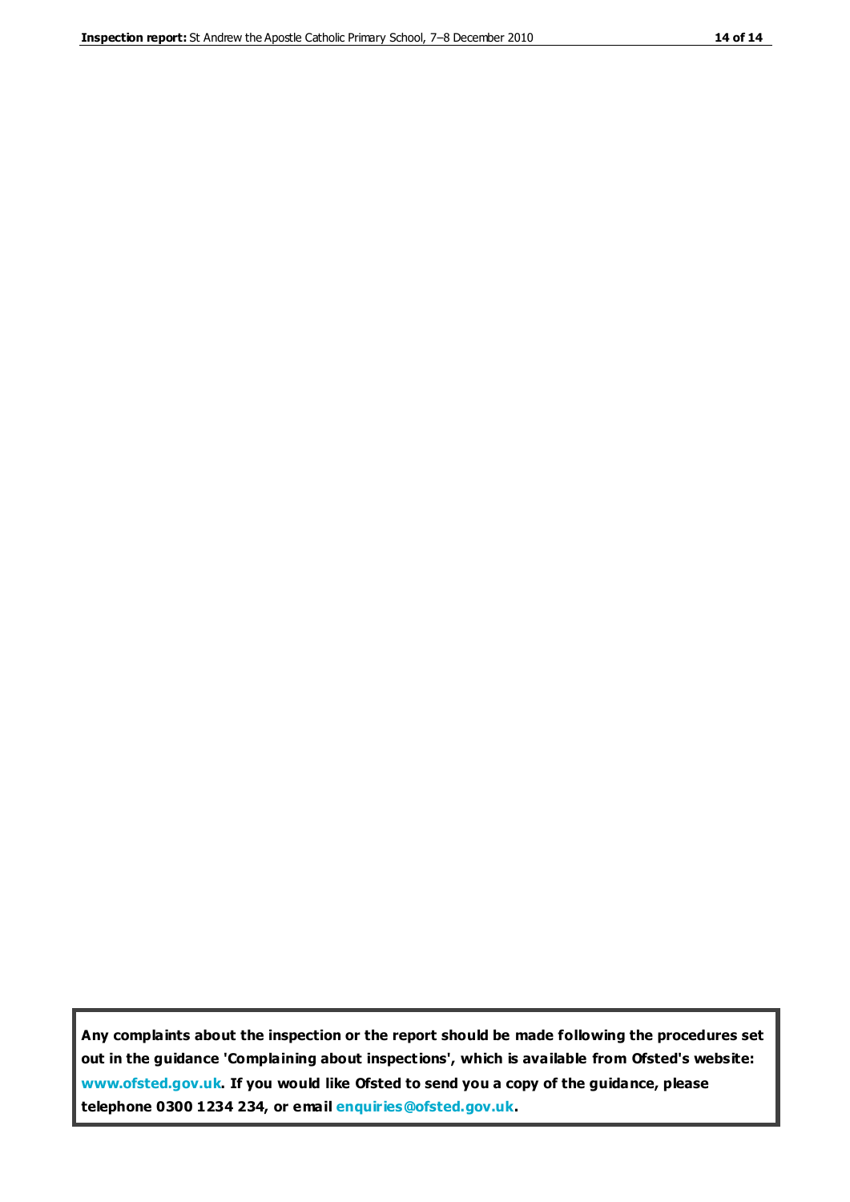**Any complaints about the inspection or the report should be made following the procedures set out in the guidance 'Complaining about inspections', which is available from Ofsted's website: www.ofsted.gov.uk. If you would like Ofsted to send you a copy of the guidance, please telephone 0300 1234 234, or email enquiries@ofsted.gov.uk.**